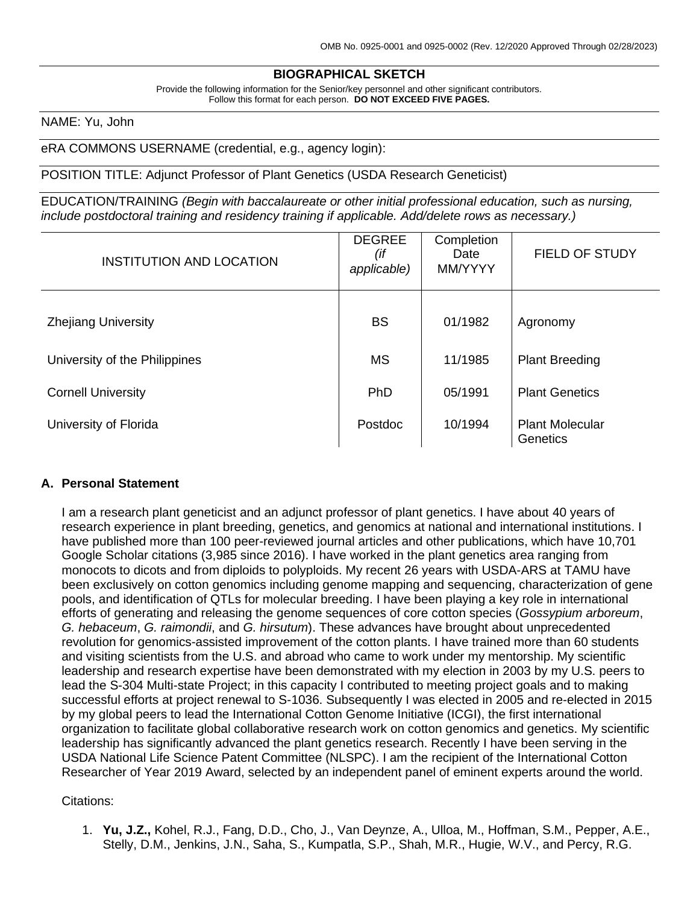OMB No. 0925-0001 and 0925-0002 (Rev. 12/2020 Approved Through 02/28/2023)

# BIOGRAPHICAL SKETCH

Provide the following information for the Senior/key personnel and other significant contributors.
Follow this format for each person. **DO NOT EXCEED FIVE PAGES.**

NAME: Yu, John

eRA COMMONS USERNAME (credential, e.g., agency login):

POSITION TITLE: Adjunct Professor of Plant Genetics (USDA Research Geneticist)

EDUCATION/TRAINING *(Begin with baccalaureate or other initial professional education, such as nursing, include postdoctoral training and residency training if applicable. Add/delete rows as necessary.)*

| INSTITUTION AND LOCATION | DEGREE *(if applicable)* | Completion Date MM/YYYY | FIELD OF STUDY |
|---|---|---|---|
| Zhejiang University | BS | 01/1982 | Agronomy |
| University of the Philippines | MS | 11/1985 | Plant Breeding |
| Cornell University | PhD | 05/1991 | Plant Genetics |
| University of Florida | Postdoc | 10/1994 | Plant Molecular Genetics |

## A. Personal Statement

I am a research plant geneticist and an adjunct professor of plant genetics. I have about 40 years of research experience in plant breeding, genetics, and genomics at national and international institutions. I have published more than 100 peer-reviewed journal articles and other publications, which have 10,701 Google Scholar citations (3,985 since 2016). I have worked in the plant genetics area ranging from monocots to dicots and from diploids to polyploids. My recent 26 years with USDA-ARS at TAMU have been exclusively on cotton genomics including genome mapping and sequencing, characterization of gene pools, and identification of QTLs for molecular breeding. I have been playing a key role in international efforts of generating and releasing the genome sequences of core cotton species (*Gossypium arboreum*, *G. hebaceum*, *G. raimondii*, and *G. hirsutum*). These advances have brought about unprecedented revolution for genomics-assisted improvement of the cotton plants. I have trained more than 60 students and visiting scientists from the U.S. and abroad who came to work under my mentorship. My scientific leadership and research expertise have been demonstrated with my election in 2003 by my U.S. peers to lead the S-304 Multi-state Project; in this capacity I contributed to meeting project goals and to making successful efforts at project renewal to S-1036. Subsequently I was elected in 2005 and re-elected in 2015 by my global peers to lead the International Cotton Genome Initiative (ICGI), the first international organization to facilitate global collaborative research work on cotton genomics and genetics. My scientific leadership has significantly advanced the plant genetics research. Recently I have been serving in the USDA National Life Science Patent Committee (NLSPC). I am the recipient of the International Cotton Researcher of Year 2019 Award, selected by an independent panel of eminent experts around the world.

Citations:

1. **Yu, J.Z.,** Kohel, R.J., Fang, D.D., Cho, J., Van Deynze, A., Ulloa, M., Hoffman, S.M., Pepper, A.E., Stelly, D.M., Jenkins, J.N., Saha, S., Kumpatla, S.P., Shah, M.R., Hugie, W.V., and Percy, R.G.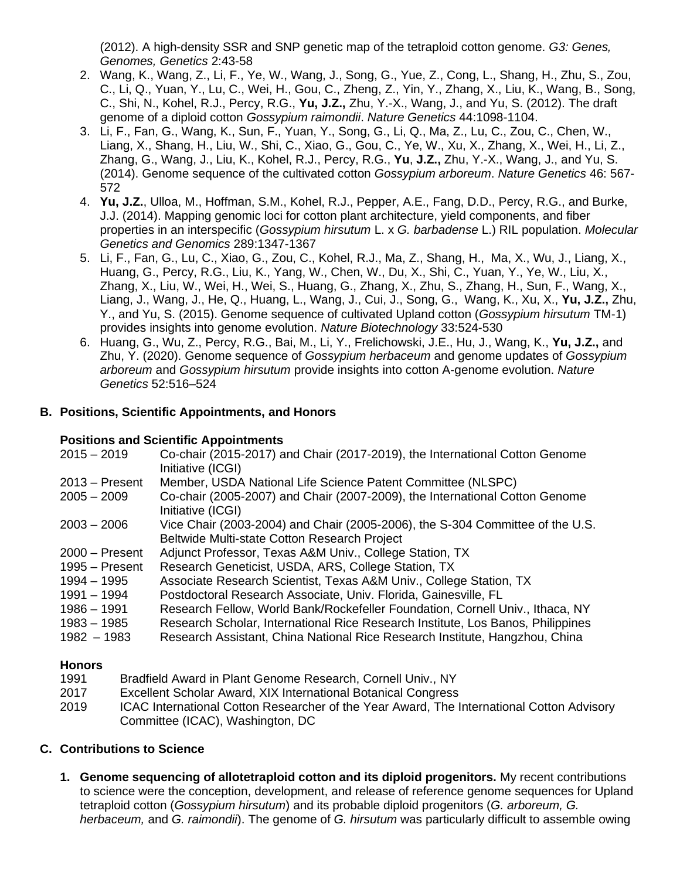(2012). A high-density SSR and SNP genetic map of the tetraploid cotton genome. *G3: Genes, Genomes, Genetics* 2:43-58

2. Wang, K., Wang, Z., Li, F., Ye, W., Wang, J., Song, G., Yue, Z., Cong, L., Shang, H., Zhu, S., Zou, C., Li, Q., Yuan, Y., Lu, C., Wei, H., Gou, C., Zheng, Z., Yin, Y., Zhang, X., Liu, K., Wang, B., Song, C., Shi, N., Kohel, R.J., Percy, R.G., **Yu, J.Z.,** Zhu, Y.-X., Wang, J., and Yu, S. (2012). The draft genome of a diploid cotton *Gossypium raimondii*. *Nature Genetics* 44:1098-1104.
3. Li, F., Fan, G., Wang, K., Sun, F., Yuan, Y., Song, G., Li, Q., Ma, Z., Lu, C., Zou, C., Chen, W., Liang, X., Shang, H., Liu, W., Shi, C., Xiao, G., Gou, C., Ye, W., Xu, X., Zhang, X., Wei, H., Li, Z., Zhang, G., Wang, J., Liu, K., Kohel, R.J., Percy, R.G., **Yu**, **J.Z.,** Zhu, Y.-X., Wang, J., and Yu, S. (2014). Genome sequence of the cultivated cotton *Gossypium arboreum*. *Nature Genetics* 46: 567-572
4. **Yu, J.Z.**, Ulloa, M., Hoffman, S.M., Kohel, R.J., Pepper, A.E., Fang, D.D., Percy, R.G., and Burke, J.J. (2014). Mapping genomic loci for cotton plant architecture, yield components, and fiber properties in an interspecific (*Gossypium hirsutum* L. x *G. barbadense* L.) RIL population. *Molecular Genetics and Genomics* 289:1347-1367
5. Li, F., Fan, G., Lu, C., Xiao, G., Zou, C., Kohel, R.J., Ma, Z., Shang, H., Ma, X., Wu, J., Liang, X., Huang, G., Percy, R.G., Liu, K., Yang, W., Chen, W., Du, X., Shi, C., Yuan, Y., Ye, W., Liu, X., Zhang, X., Liu, W., Wei, H., Wei, S., Huang, G., Zhang, X., Zhu, S., Zhang, H., Sun, F., Wang, X., Liang, J., Wang, J., He, Q., Huang, L., Wang, J., Cui, J., Song, G., Wang, K., Xu, X., **Yu, J.Z.,** Zhu, Y., and Yu, S. (2015). Genome sequence of cultivated Upland cotton (*Gossypium hirsutum* TM-1) provides insights into genome evolution. *Nature Biotechnology* 33:524-530
6. Huang, G., Wu, Z., Percy, R.G., Bai, M., Li, Y., Frelichowski, J.E., Hu, J., Wang, K., **Yu, J.Z.,** and Zhu, Y. (2020). Genome sequence of *Gossypium herbaceum* and genome updates of *Gossypium arboreum* and *Gossypium hirsutum* provide insights into cotton A-genome evolution. *Nature Genetics* 52:516–524

## B. Positions, Scientific Appointments, and Honors

### Positions and Scientific Appointments

| | |
|---|---|
| 2015 – 2019 | Co-chair (2015-2017) and Chair (2017-2019), the International Cotton Genome Initiative (ICGI) |
| 2013 – Present | Member, USDA National Life Science Patent Committee (NLSPC) |
| 2005 – 2009 | Co-chair (2005-2007) and Chair (2007-2009), the International Cotton Genome Initiative (ICGI) |
| 2003 – 2006 | Vice Chair (2003-2004) and Chair (2005-2006), the S-304 Committee of the U.S. Beltwide Multi-state Cotton Research Project |
| 2000 – Present | Adjunct Professor, Texas A&M Univ., College Station, TX |
| 1995 – Present | Research Geneticist, USDA, ARS, College Station, TX |
| 1994 – 1995 | Associate Research Scientist, Texas A&M Univ., College Station, TX |
| 1991 – 1994 | Postdoctoral Research Associate, Univ. Florida, Gainesville, FL |
| 1986 – 1991 | Research Fellow, World Bank/Rockefeller Foundation, Cornell Univ., Ithaca, NY |
| 1983 – 1985 | Research Scholar, International Rice Research Institute, Los Banos, Philippines |
| 1982 – 1983 | Research Assistant, China National Rice Research Institute, Hangzhou, China |

### Honors

| | |
|---|---|
| 1991 | Bradfield Award in Plant Genome Research, Cornell Univ., NY |
| 2017 | Excellent Scholar Award, XIX International Botanical Congress |
| 2019 | ICAC International Cotton Researcher of the Year Award, The International Cotton Advisory Committee (ICAC), Washington, DC |

## C. Contributions to Science

1. **Genome sequencing of allotetraploid cotton and its diploid progenitors.** My recent contributions to science were the conception, development, and release of reference genome sequences for Upland tetraploid cotton (*Gossypium hirsutum*) and its probable diploid progenitors (*G. arboreum, G. herbaceum,* and *G. raimondii*). The genome of *G. hirsutum* was particularly difficult to assemble owing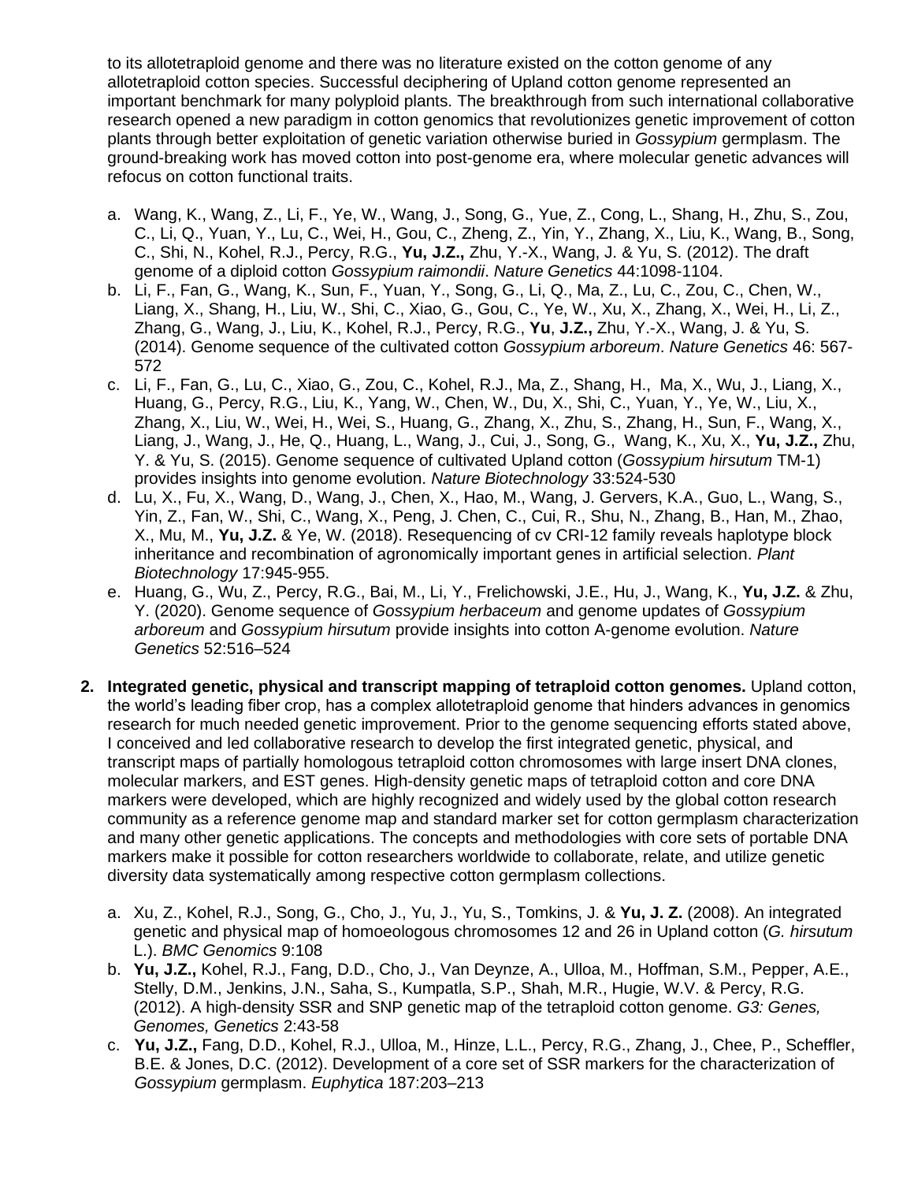to its allotetraploid genome and there was no literature existed on the cotton genome of any allotetraploid cotton species. Successful deciphering of Upland cotton genome represented an important benchmark for many polyploid plants. The breakthrough from such international collaborative research opened a new paradigm in cotton genomics that revolutionizes genetic improvement of cotton plants through better exploitation of genetic variation otherwise buried in *Gossypium* germplasm. The ground-breaking work has moved cotton into post-genome era, where molecular genetic advances will refocus on cotton functional traits.

a. Wang, K., Wang, Z., Li, F., Ye, W., Wang, J., Song, G., Yue, Z., Cong, L., Shang, H., Zhu, S., Zou, C., Li, Q., Yuan, Y., Lu, C., Wei, H., Gou, C., Zheng, Z., Yin, Y., Zhang, X., Liu, K., Wang, B., Song, C., Shi, N., Kohel, R.J., Percy, R.G., **Yu, J.Z.,** Zhu, Y.-X., Wang, J. & Yu, S. (2012). The draft genome of a diploid cotton *Gossypium raimondii*. *Nature Genetics* 44:1098-1104.
b. Li, F., Fan, G., Wang, K., Sun, F., Yuan, Y., Song, G., Li, Q., Ma, Z., Lu, C., Zou, C., Chen, W., Liang, X., Shang, H., Liu, W., Shi, C., Xiao, G., Gou, C., Ye, W., Xu, X., Zhang, X., Wei, H., Li, Z., Zhang, G., Wang, J., Liu, K., Kohel, R.J., Percy, R.G., **Yu**, **J.Z.,** Zhu, Y.-X., Wang, J. & Yu, S. (2014). Genome sequence of the cultivated cotton *Gossypium arboreum*. *Nature Genetics* 46: 567-572
c. Li, F., Fan, G., Lu, C., Xiao, G., Zou, C., Kohel, R.J., Ma, Z., Shang, H., Ma, X., Wu, J., Liang, X., Huang, G., Percy, R.G., Liu, K., Yang, W., Chen, W., Du, X., Shi, C., Yuan, Y., Ye, W., Liu, X., Zhang, X., Liu, W., Wei, H., Wei, S., Huang, G., Zhang, X., Zhu, S., Zhang, H., Sun, F., Wang, X., Liang, J., Wang, J., He, Q., Huang, L., Wang, J., Cui, J., Song, G., Wang, K., Xu, X., **Yu, J.Z.,** Zhu, Y. & Yu, S. (2015). Genome sequence of cultivated Upland cotton (*Gossypium hirsutum* TM-1) provides insights into genome evolution. *Nature Biotechnology* 33:524-530
d. Lu, X., Fu, X., Wang, D., Wang, J., Chen, X., Hao, M., Wang, J. Gervers, K.A., Guo, L., Wang, S., Yin, Z., Fan, W., Shi, C., Wang, X., Peng, J. Chen, C., Cui, R., Shu, N., Zhang, B., Han, M., Zhao, X., Mu, M., **Yu, J.Z.** & Ye, W. (2018). Resequencing of cv CRI-12 family reveals haplotype block inheritance and recombination of agronomically important genes in artificial selection. *Plant Biotechnology* 17:945-955.
e. Huang, G., Wu, Z., Percy, R.G., Bai, M., Li, Y., Frelichowski, J.E., Hu, J., Wang, K., **Yu, J.Z.** & Zhu, Y. (2020). Genome sequence of *Gossypium herbaceum* and genome updates of *Gossypium arboreum* and *Gossypium hirsutum* provide insights into cotton A-genome evolution. *Nature Genetics* 52:516–524

2. **Integrated genetic, physical and transcript mapping of tetraploid cotton genomes.** Upland cotton, the world's leading fiber crop, has a complex allotetraploid genome that hinders advances in genomics research for much needed genetic improvement. Prior to the genome sequencing efforts stated above, I conceived and led collaborative research to develop the first integrated genetic, physical, and transcript maps of partially homologous tetraploid cotton chromosomes with large insert DNA clones, molecular markers, and EST genes. High-density genetic maps of tetraploid cotton and core DNA markers were developed, which are highly recognized and widely used by the global cotton research community as a reference genome map and standard marker set for cotton germplasm characterization and many other genetic applications. The concepts and methodologies with core sets of portable DNA markers make it possible for cotton researchers worldwide to collaborate, relate, and utilize genetic diversity data systematically among respective cotton germplasm collections.

a. Xu, Z., Kohel, R.J., Song, G., Cho, J., Yu, J., Yu, S., Tomkins, J. & **Yu, J. Z.** (2008). An integrated genetic and physical map of homoeologous chromosomes 12 and 26 in Upland cotton (*G. hirsutum* L.). *BMC Genomics* 9:108
b. **Yu, J.Z.,** Kohel, R.J., Fang, D.D., Cho, J., Van Deynze, A., Ulloa, M., Hoffman, S.M., Pepper, A.E., Stelly, D.M., Jenkins, J.N., Saha, S., Kumpatla, S.P., Shah, M.R., Hugie, W.V. & Percy, R.G. (2012). A high-density SSR and SNP genetic map of the tetraploid cotton genome. *G3: Genes, Genomes, Genetics* 2:43-58
c. **Yu, J.Z.,** Fang, D.D., Kohel, R.J., Ulloa, M., Hinze, L.L., Percy, R.G., Zhang, J., Chee, P., Scheffler, B.E. & Jones, D.C. (2012). Development of a core set of SSR markers for the characterization of *Gossypium* germplasm. *Euphytica* 187:203–213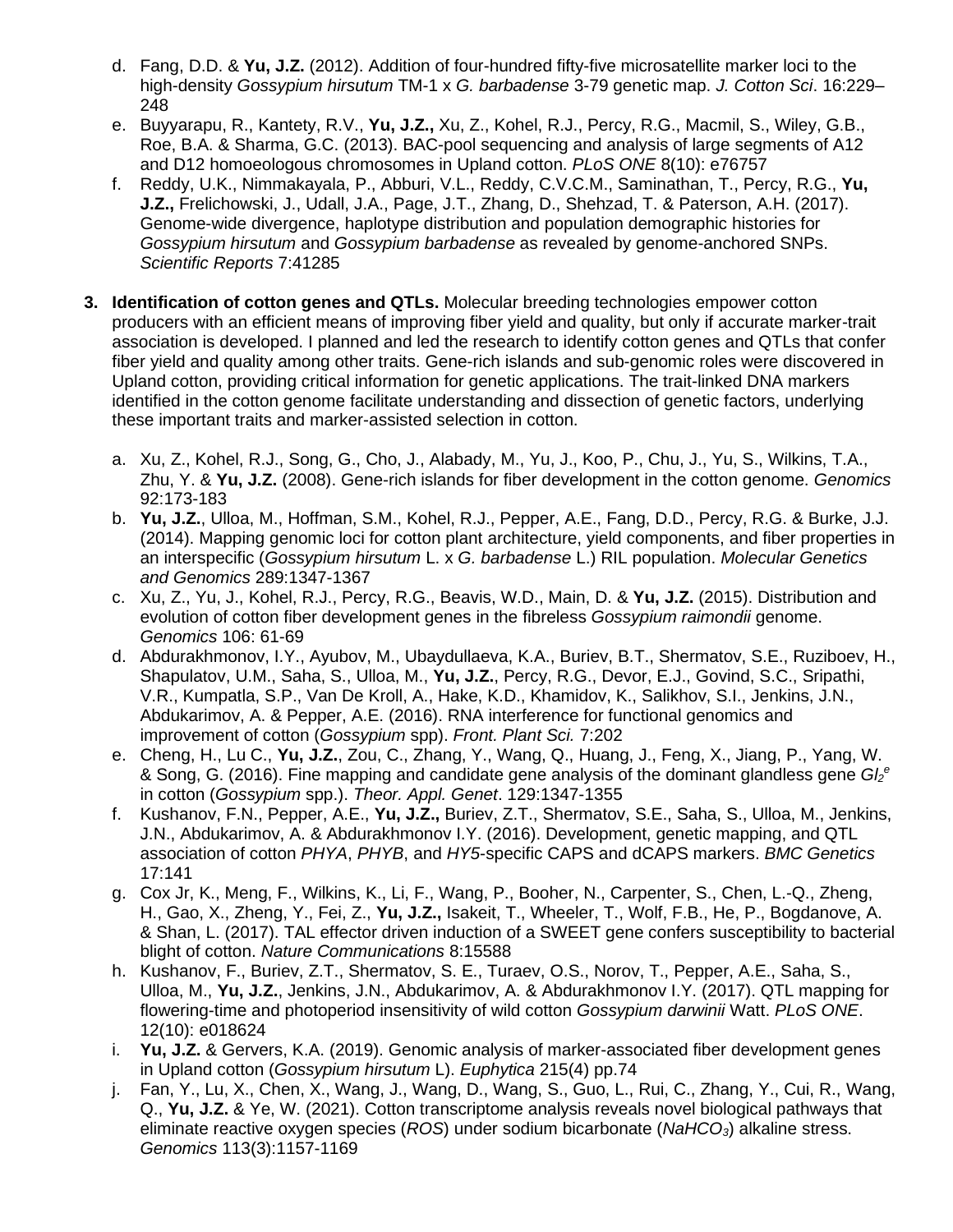d. Fang, D.D. & **Yu, J.Z.** (2012). Addition of four-hundred fifty-five microsatellite marker loci to the high-density *Gossypium hirsutum* TM-1 x *G. barbadense* 3-79 genetic map. *J. Cotton Sci*. 16:229–248

e. Buyyarapu, R., Kantety, R.V., **Yu, J.Z.,** Xu, Z., Kohel, R.J., Percy, R.G., Macmil, S., Wiley, G.B., Roe, B.A. & Sharma, G.C. (2013). BAC-pool sequencing and analysis of large segments of A12 and D12 homoeologous chromosomes in Upland cotton. *PLoS ONE* 8(10): e76757

f. Reddy, U.K., Nimmakayala, P., Abburi, V.L., Reddy, C.V.C.M., Saminathan, T., Percy, R.G., **Yu, J.Z.,** Frelichowski, J., Udall, J.A., Page, J.T., Zhang, D., Shehzad, T. & Paterson, A.H. (2017). Genome-wide divergence, haplotype distribution and population demographic histories for *Gossypium hirsutum* and *Gossypium barbadense* as revealed by genome-anchored SNPs. *Scientific Reports* 7:41285

3. **Identification of cotton genes and QTLs.** Molecular breeding technologies empower cotton producers with an efficient means of improving fiber yield and quality, but only if accurate marker-trait association is developed. I planned and led the research to identify cotton genes and QTLs that confer fiber yield and quality among other traits. Gene-rich islands and sub-genomic roles were discovered in Upland cotton, providing critical information for genetic applications. The trait-linked DNA markers identified in the cotton genome facilitate understanding and dissection of genetic factors, underlying these important traits and marker-assisted selection in cotton.

   a. Xu, Z., Kohel, R.J., Song, G., Cho, J., Alabady, M., Yu, J., Koo, P., Chu, J., Yu, S., Wilkins, T.A., Zhu, Y. & **Yu, J.Z.** (2008). Gene-rich islands for fiber development in the cotton genome. *Genomics* 92:173-183

   b. **Yu, J.Z.**, Ulloa, M., Hoffman, S.M., Kohel, R.J., Pepper, A.E., Fang, D.D., Percy, R.G. & Burke, J.J. (2014). Mapping genomic loci for cotton plant architecture, yield components, and fiber properties in an interspecific (*Gossypium hirsutum* L. x *G. barbadense* L.) RIL population. *Molecular Genetics and Genomics* 289:1347-1367

   c. Xu, Z., Yu, J., Kohel, R.J., Percy, R.G., Beavis, W.D., Main, D. & **Yu, J.Z.** (2015). Distribution and evolution of cotton fiber development genes in the fibreless *Gossypium raimondii* genome. *Genomics* 106: 61-69

   d. Abdurakhmonov, I.Y., Ayubov, M., Ubaydullaeva, K.A., Buriev, B.T., Shermatov, S.E., Ruziboev, H., Shapulatov, U.M., Saha, S., Ulloa, M., **Yu, J.Z.**, Percy, R.G., Devor, E.J., Govind, S.C., Sripathi, V.R., Kumpatla, S.P., Van De Kroll, A., Hake, K.D., Khamidov, K., Salikhov, S.I., Jenkins, J.N., Abdukarimov, A. & Pepper, A.E. (2016). RNA interference for functional genomics and improvement of cotton (*Gossypium* spp). *Front. Plant Sci.* 7:202

   e. Cheng, H., Lu C., **Yu, J.Z.**, Zou, C., Zhang, Y., Wang, Q., Huang, J., Feng, X., Jiang, P., Yang, W. & Song, G. (2016). Fine mapping and candidate gene analysis of the dominant glandless gene *$Gl_2^e$* in cotton (*Gossypium* spp.). *Theor. Appl. Genet*. 129:1347-1355

   f. Kushanov, F.N., Pepper, A.E., **Yu, J.Z.,** Buriev, Z.T., Shermatov, S.E., Saha, S., Ulloa, M., Jenkins, J.N., Abdukarimov, A. & Abdurakhmonov I.Y. (2016). Development, genetic mapping, and QTL association of cotton *PHYA*, *PHYB*, and *HY5*-specific CAPS and dCAPS markers. *BMC Genetics* 17:141

   g. Cox Jr, K., Meng, F., Wilkins, K., Li, F., Wang, P., Booher, N., Carpenter, S., Chen, L.-Q., Zheng, H., Gao, X., Zheng, Y., Fei, Z., **Yu, J.Z.,** Isakeit, T., Wheeler, T., Wolf, F.B., He, P., Bogdanove, A. & Shan, L. (2017). TAL effector driven induction of a SWEET gene confers susceptibility to bacterial blight of cotton. *Nature Communications* 8:15588

   h. Kushanov, F., Buriev, Z.T., Shermatov, S. E., Turaev, O.S., Norov, T., Pepper, A.E., Saha, S., Ulloa, M., **Yu, J.Z.**, Jenkins, J.N., Abdukarimov, A. & Abdurakhmonov I.Y. (2017). QTL mapping for flowering-time and photoperiod insensitivity of wild cotton *Gossypium darwinii* Watt. *PLoS ONE*. 12(10): e018624

   i. **Yu, J.Z.** & Gervers, K.A. (2019). Genomic analysis of marker-associated fiber development genes in Upland cotton (*Gossypium hirsutum* L). *Euphytica* 215(4) pp.74

   j. Fan, Y., Lu, X., Chen, X., Wang, J., Wang, D., Wang, S., Guo, L., Rui, C., Zhang, Y., Cui, R., Wang, Q., **Yu, J.Z.** & Ye, W. (2021). Cotton transcriptome analysis reveals novel biological pathways that eliminate reactive oxygen species (*ROS*) under sodium bicarbonate (*$NaHCO_3$*) alkaline stress. *Genomics* 113(3):1157-1169